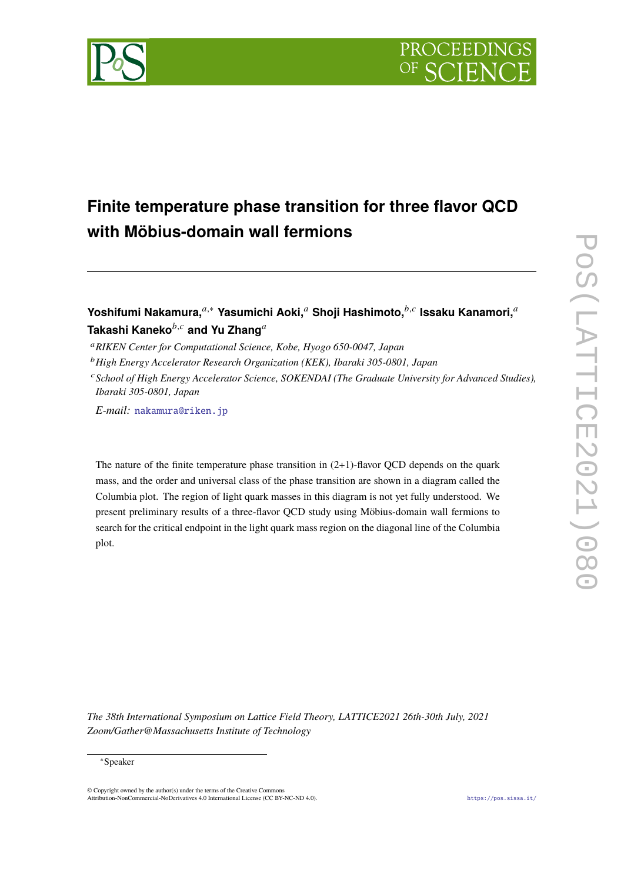# Finite temperature phase transition for three flavor QCD with Möbius-domain wall fermions

**Yoshifumi Nakamura,**[a,*] **Yasumichi Aoki,**[a] **Shoji Hashimoto,**[b,c] **Issaku Kanamori,**[a] **Takashi Kaneko**[b,c] **and Yu Zhang**[a]

[a] *RIKEN Center for Computational Science, Kobe, Hyogo 650-0047, Japan*

[b] *High Energy Accelerator Research Organization (KEK), Ibaraki 305-0801, Japan*

[c] *School of High Energy Accelerator Science, SOKENDAI (The Graduate University for Advanced Studies), Ibaraki 305-0801, Japan*

*E-mail:* nakamura@riken.jp

The nature of the finite temperature phase transition in (2+1)-flavor QCD depends on the quark mass, and the order and universal class of the phase transition are shown in a diagram called the Columbia plot. The region of light quark masses in this diagram is not yet fully understood. We present preliminary results of a three-flavor QCD study using Möbius-domain wall fermions to search for the critical endpoint in the light quark mass region on the diagonal line of the Columbia plot.

*The 38th International Symposium on Lattice Field Theory, LATTICE2021 26th-30th July, 2021 Zoom/Gather@Massachusetts Institute of Technology*

*Speaker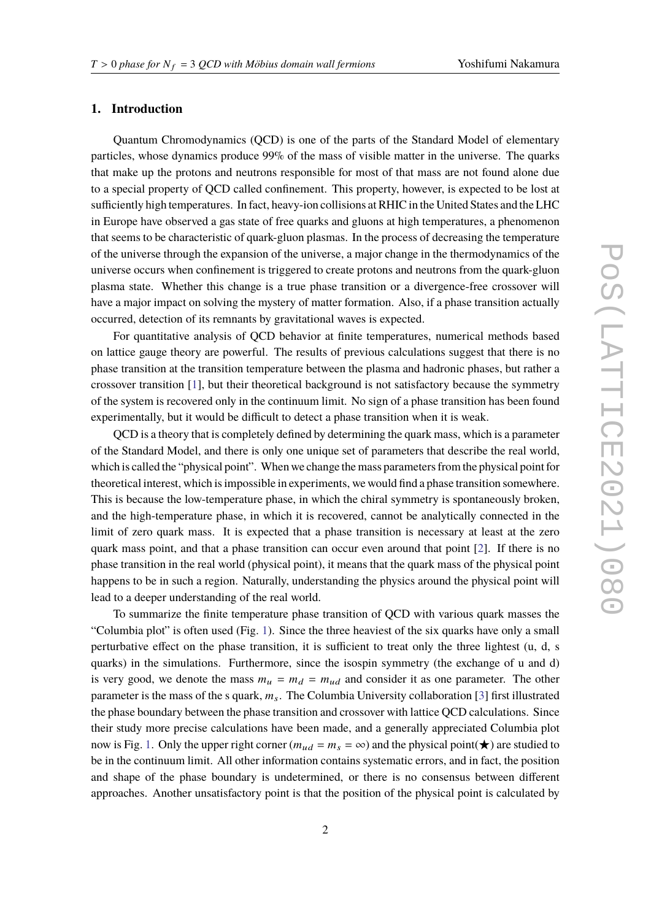## 1. Introduction

Quantum Chromodynamics (QCD) is one of the parts of the Standard Model of elementary particles, whose dynamics produce 99% of the mass of visible matter in the universe. The quarks that make up the protons and neutrons responsible for most of that mass are not found alone due to a special property of QCD called confinement. This property, however, is expected to be lost at sufficiently high temperatures. In fact, heavy-ion collisions at RHIC in the United States and the LHC in Europe have observed a gas state of free quarks and gluons at high temperatures, a phenomenon that seems to be characteristic of quark-gluon plasmas. In the process of decreasing the temperature of the universe through the expansion of the universe, a major change in the thermodynamics of the universe occurs when confinement is triggered to create protons and neutrons from the quark-gluon plasma state. Whether this change is a true phase transition or a divergence-free crossover will have a major impact on solving the mystery of matter formation. Also, if a phase transition actually occurred, detection of its remnants by gravitational waves is expected.

For quantitative analysis of QCD behavior at finite temperatures, numerical methods based on lattice gauge theory are powerful. The results of previous calculations suggest that there is no phase transition at the transition temperature between the plasma and hadronic phases, but rather a crossover transition [1], but their theoretical background is not satisfactory because the symmetry of the system is recovered only in the continuum limit. No sign of a phase transition has been found experimentally, but it would be difficult to detect a phase transition when it is weak.

QCD is a theory that is completely defined by determining the quark mass, which is a parameter of the Standard Model, and there is only one unique set of parameters that describe the real world, which is called the "physical point". When we change the mass parameters from the physical point for theoretical interest, which is impossible in experiments, we would find a phase transition somewhere. This is because the low-temperature phase, in which the chiral symmetry is spontaneously broken, and the high-temperature phase, in which it is recovered, cannot be analytically connected in the limit of zero quark mass. It is expected that a phase transition is necessary at least at the zero quark mass point, and that a phase transition can occur even around that point [2]. If there is no phase transition in the real world (physical point), it means that the quark mass of the physical point happens to be in such a region. Naturally, understanding the physics around the physical point will lead to a deeper understanding of the real world.

To summarize the finite temperature phase transition of QCD with various quark masses the "Columbia plot" is often used (Fig. 1). Since the three heaviest of the six quarks have only a small perturbative effect on the phase transition, it is sufficient to treat only the three lightest (u, d, s quarks) in the simulations. Furthermore, since the isospin symmetry (the exchange of u and d) is very good, we denote the mass $m_u = m_d = m_{ud}$ and consider it as one parameter. The other parameter is the mass of the s quark, $m_s$. The Columbia University collaboration [3] first illustrated the phase boundary between the phase transition and crossover with lattice QCD calculations. Since their study more precise calculations have been made, and a generally appreciated Columbia plot now is Fig. 1. Only the upper right corner ($m_{ud} = m_s = \infty$) and the physical point(★) are studied to be in the continuum limit. All other information contains systematic errors, and in fact, the position and shape of the phase boundary is undetermined, or there is no consensus between different approaches. Another unsatisfactory point is that the position of the physical point is calculated by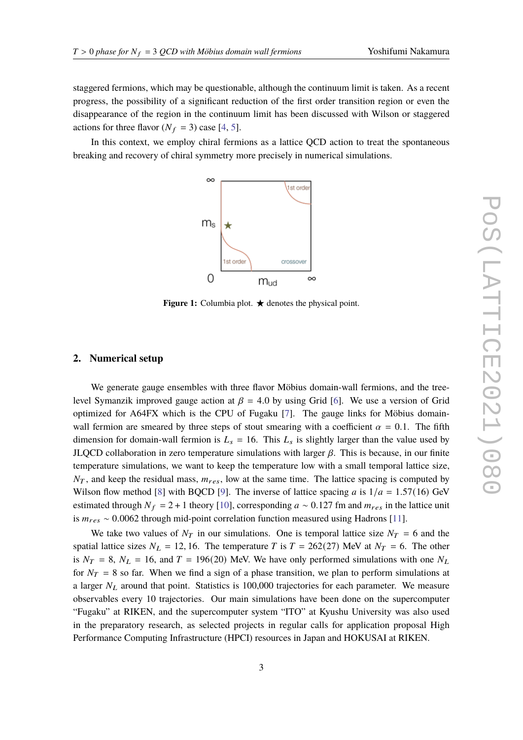staggered fermions, which may be questionable, although the continuum limit is taken. As a recent progress, the possibility of a significant reduction of the first order transition region or even the disappearance of the region in the continuum limit has been discussed with Wilson or staggered actions for three flavor ($N_f = 3$) case [4, 5].

In this context, we employ chiral fermions as a lattice QCD action to treat the spontaneous breaking and recovery of chiral symmetry more precisely in numerical simulations.

**Figure 1:** Columbia plot. ★ denotes the physical point.

## 2. Numerical setup

We generate gauge ensembles with three flavor Möbius domain-wall fermions, and the tree-level Symanzik improved gauge action at $\beta = 4.0$ by using Grid [6]. We use a version of Grid optimized for A64FX which is the CPU of Fugaku [7]. The gauge links for Möbius domain-wall fermion are smeared by three steps of stout smearing with a coefficient $\alpha = 0.1$. The fifth dimension for domain-wall fermion is $L_s = 16$. This $L_s$ is slightly larger than the value used by JLQCD collaboration in zero temperature simulations with larger $\beta$. This is because, in our finite temperature simulations, we want to keep the temperature low with a small temporal lattice size, $N_T$, and keep the residual mass, $m_{res}$, low at the same time. The lattice spacing is computed by Wilson flow method [8] with BQCD [9]. The inverse of lattice spacing $a$ is $1/a = 1.57(16)$ GeV estimated through $N_f = 2 + 1$ theory [10], corresponding $a \sim 0.127$ fm and $m_{res}$ in the lattice unit is $m_{res} \sim 0.0062$ through mid-point correlation function measured using Hadrons [11].

We take two values of $N_T$ in our simulations. One is temporal lattice size $N_T = 6$ and the spatial lattice sizes $N_L = 12, 16$. The temperature $T$ is $T = 262(27)$ MeV at $N_T = 6$. The other is $N_T = 8$, $N_L = 16$, and $T = 196(20)$ MeV. We have only performed simulations with one $N_L$ for $N_T = 8$ so far. When we find a sign of a phase transition, we plan to perform simulations at a larger $N_L$ around that point. Statistics is 100,000 trajectories for each parameter. We measure observables every 10 trajectories. Our main simulations have been done on the supercomputer "Fugaku" at RIKEN, and the supercomputer system "ITO" at Kyushu University was also used in the preparatory research, as selected projects in regular calls for application proposal High Performance Computing Infrastructure (HPCI) resources in Japan and HOKUSAI at RIKEN.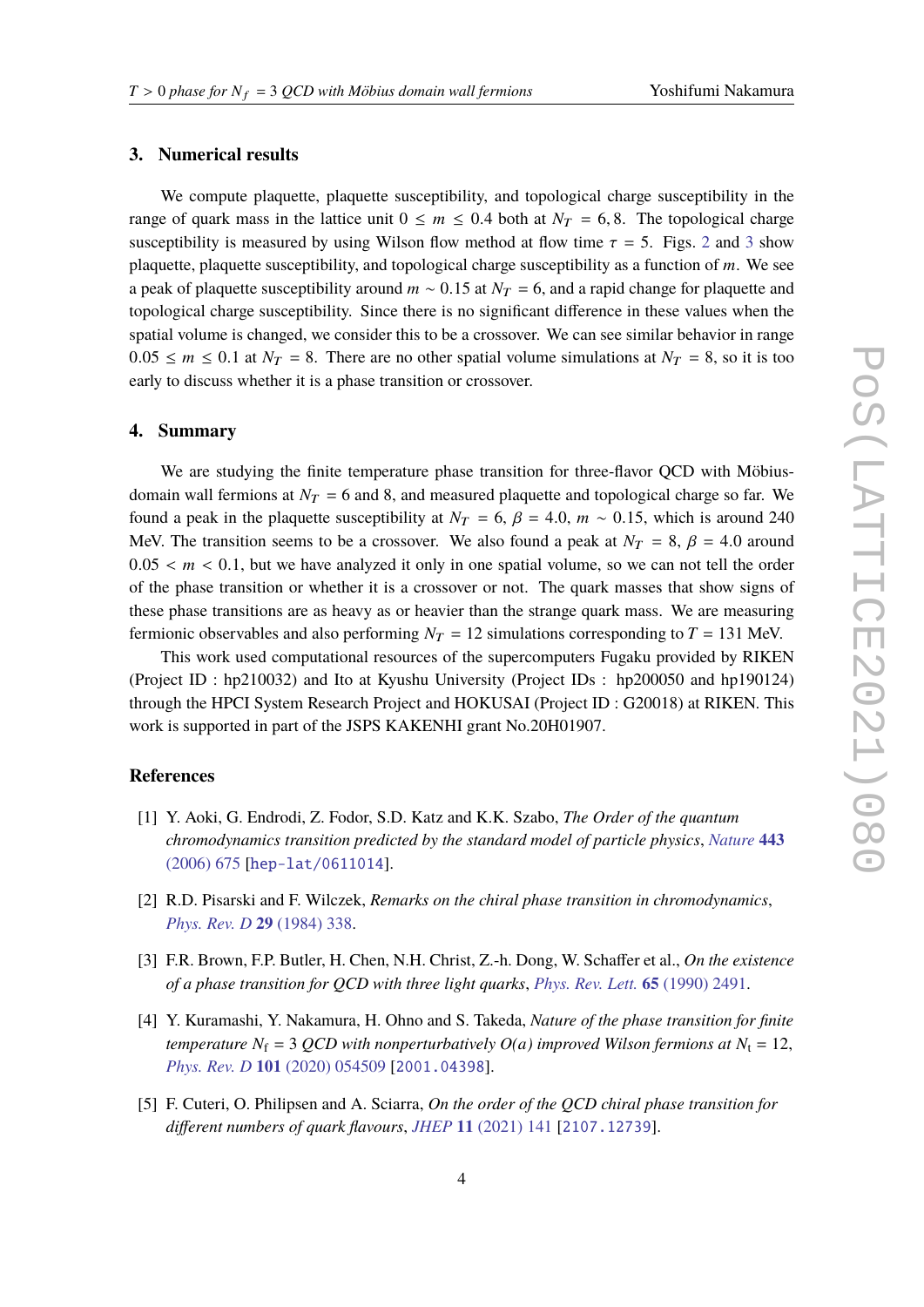## 3. Numerical results

We compute plaquette, plaquette susceptibility, and topological charge susceptibility in the range of quark mass in the lattice unit $0 \leq m \leq 0.4$ both at $N_T = 6, 8$. The topological charge susceptibility is measured by using Wilson flow method at flow time $\tau = 5$. Figs. 2 and 3 show plaquette, plaquette susceptibility, and topological charge susceptibility as a function of $m$. We see a peak of plaquette susceptibility around $m \sim 0.15$ at $N_T = 6$, and a rapid change for plaquette and topological charge susceptibility. Since there is no significant difference in these values when the spatial volume is changed, we consider this to be a crossover. We can see similar behavior in range $0.05 \leq m \leq 0.1$ at $N_T = 8$. There are no other spatial volume simulations at $N_T = 8$, so it is too early to discuss whether it is a phase transition or crossover.

## 4. Summary

We are studying the finite temperature phase transition for three-flavor QCD with Möbius-domain wall fermions at $N_T = 6$ and 8, and measured plaquette and topological charge so far. We found a peak in the plaquette susceptibility at $N_T = 6$, $\beta = 4.0$, $m \sim 0.15$, which is around 240 MeV. The transition seems to be a crossover. We also found a peak at $N_T = 8$, $\beta = 4.0$ around $0.05 < m < 0.1$, but we have analyzed it only in one spatial volume, so we can not tell the order of the phase transition or whether it is a crossover or not. The quark masses that show signs of these phase transitions are as heavy as or heavier than the strange quark mass. We are measuring fermionic observables and also performing $N_T = 12$ simulations corresponding to $T = 131$ MeV.

This work used computational resources of the supercomputers Fugaku provided by RIKEN (Project ID : hp210032) and Ito at Kyushu University (Project IDs : hp200050 and hp190124) through the HPCI System Research Project and HOKUSAI (Project ID : G20018) at RIKEN. This work is supported in part of the JSPS KAKENHI grant No.20H01907.

## References

[1] Y. Aoki, G. Endrodi, Z. Fodor, S.D. Katz and K.K. Szabo, *The Order of the quantum chromodynamics transition predicted by the standard model of particle physics*, *Nature* **443** (2006) 675 [hep-lat/0611014].

[2] R.D. Pisarski and F. Wilczek, *Remarks on the chiral phase transition in chromodynamics*, *Phys. Rev. D* **29** (1984) 338.

[3] F.R. Brown, F.P. Butler, H. Chen, N.H. Christ, Z.-h. Dong, W. Schaffer et al., *On the existence of a phase transition for QCD with three light quarks*, *Phys. Rev. Lett.* **65** (1990) 2491.

[4] Y. Kuramashi, Y. Nakamura, H. Ohno and S. Takeda, *Nature of the phase transition for finite temperature $N_f = 3$ QCD with nonperturbatively O(a) improved Wilson fermions at $N_t = 12$*, *Phys. Rev. D* **101** (2020) 054509 [2001.04398].

[5] F. Cuteri, O. Philipsen and A. Sciarra, *On the order of the QCD chiral phase transition for different numbers of quark flavours*, *JHEP* **11** (2021) 141 [2107.12739].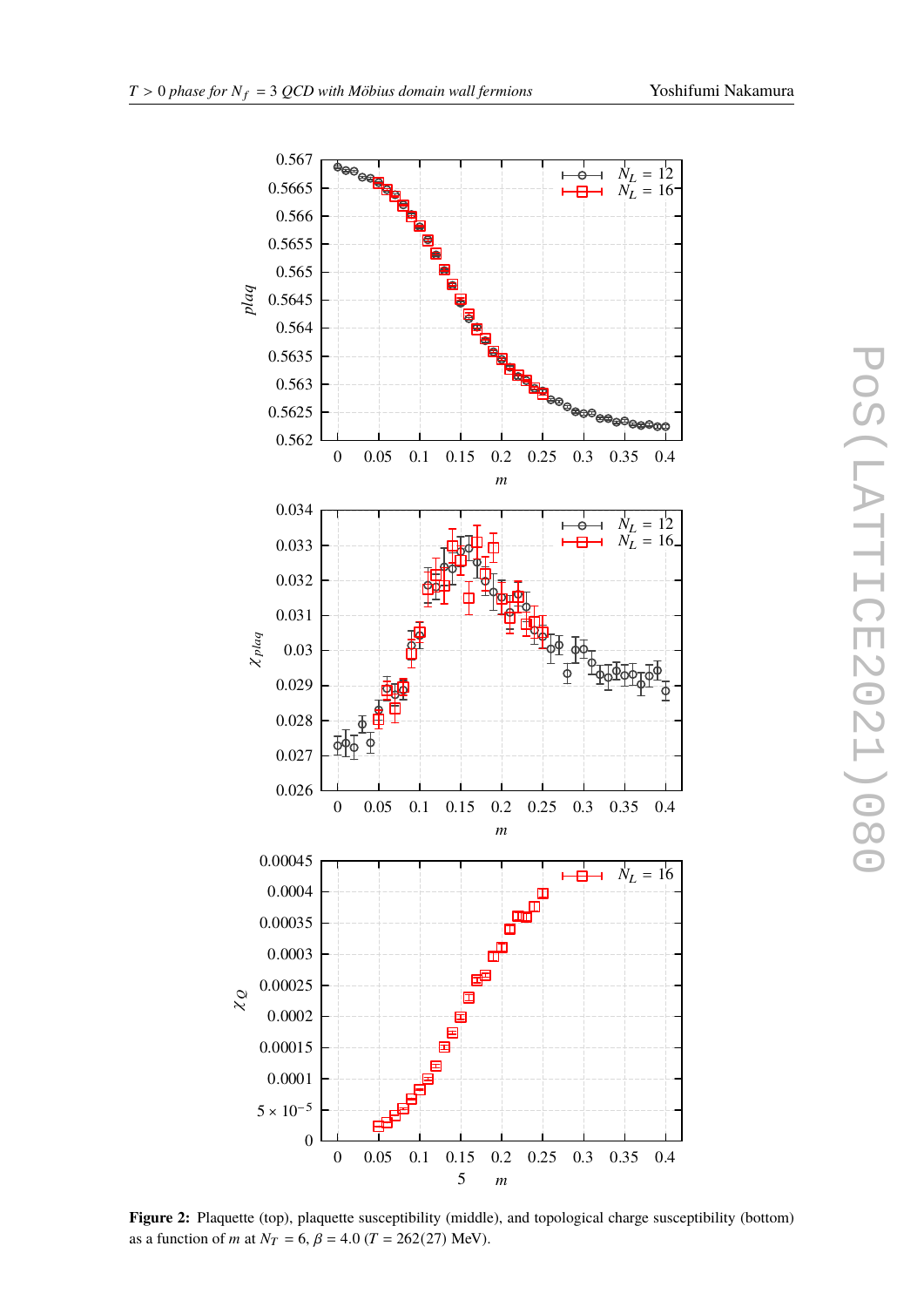**Figure 2:** Plaquette (top), plaquette susceptibility (middle), and topological charge susceptibility (bottom) as a function of $m$ at $N_T = 6$, $\beta = 4.0$ ($T = 262(27)$ MeV).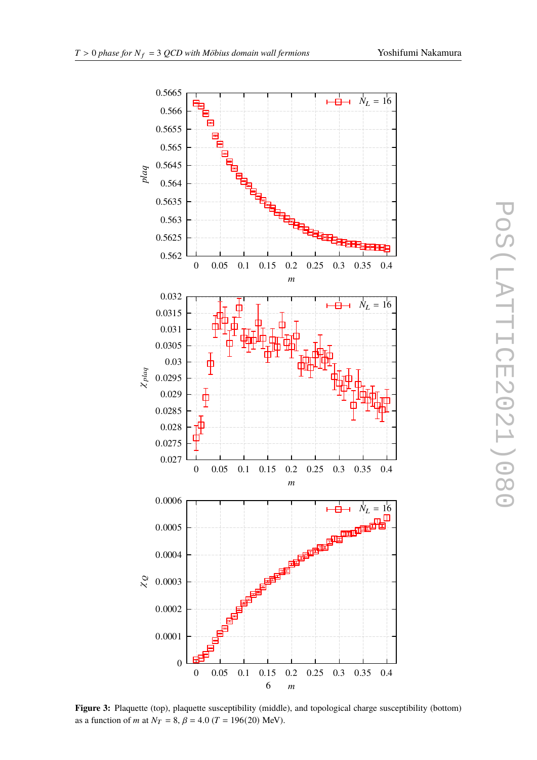**Figure 3:** Plaquette (top), plaquette susceptibility (middle), and topological charge susceptibility (bottom) as a function of $m$ at $N_T = 8$, $\beta = 4.0$ ($T = 196(20)$ MeV).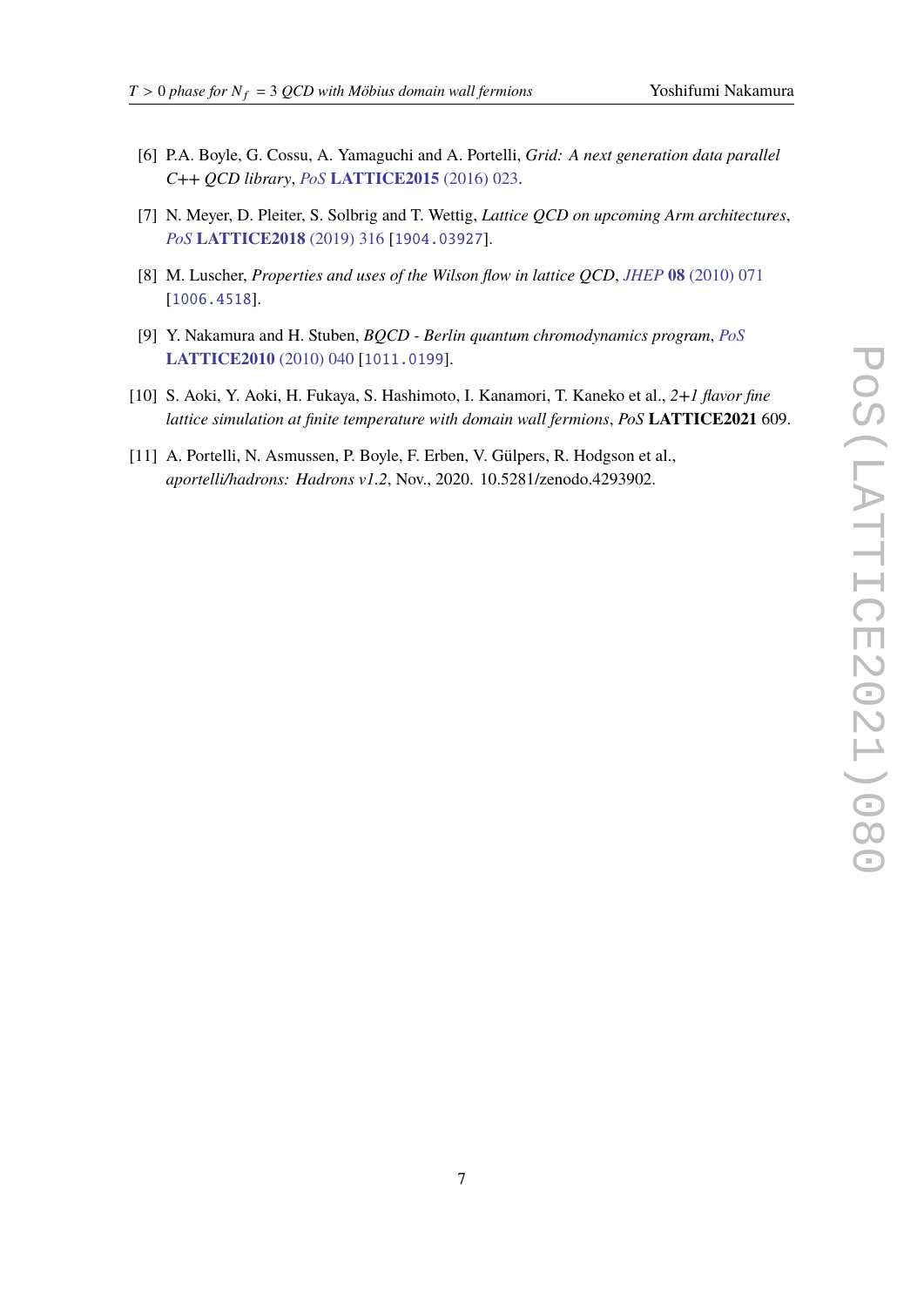[6] P.A. Boyle, G. Cossu, A. Yamaguchi and A. Portelli, *Grid: A next generation data parallel C++ QCD library*, *PoS* **LATTICE2015** (2016) 023.

[7] N. Meyer, D. Pleiter, S. Solbrig and T. Wettig, *Lattice QCD on upcoming Arm architectures*, *PoS* **LATTICE2018** (2019) 316 [1904.03927].

[8] M. Luscher, *Properties and uses of the Wilson flow in lattice QCD*, *JHEP* **08** (2010) 071 [1006.4518].

[9] Y. Nakamura and H. Stuben, *BQCD - Berlin quantum chromodynamics program*, *PoS* **LATTICE2010** (2010) 040 [1011.0199].

[10] S. Aoki, Y. Aoki, H. Fukaya, S. Hashimoto, I. Kanamori, T. Kaneko et al., *2+1 flavor fine lattice simulation at finite temperature with domain wall fermions*, *PoS* **LATTICE2021** 609.

[11] A. Portelli, N. Asmussen, P. Boyle, F. Erben, V. Gülpers, R. Hodgson et al., *aportelli/hadrons: Hadrons v1.2*, Nov., 2020. 10.5281/zenodo.4293902.